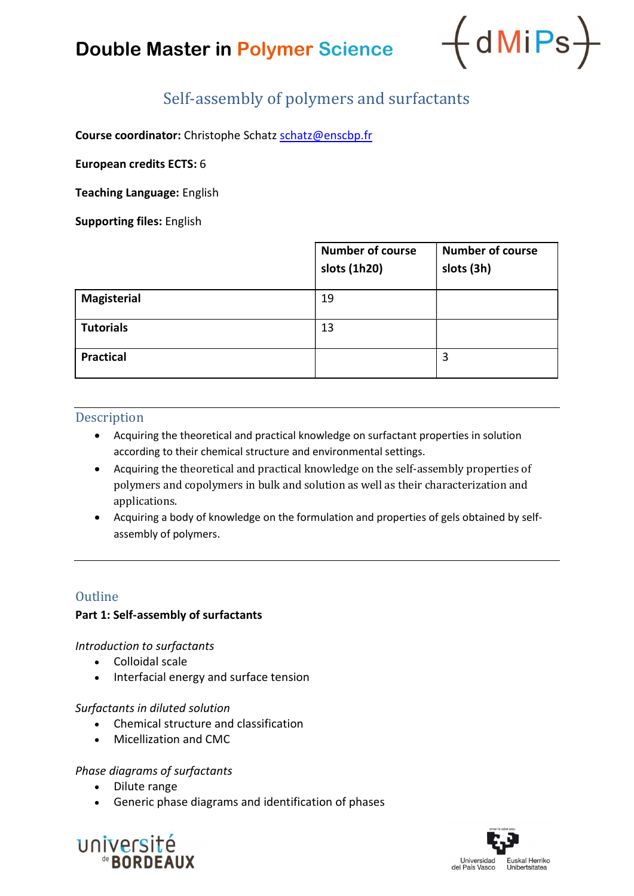# Double Master in Polymer Science

## Self-assembly of polymers and surfactants

**Course coordinator:** Christophe Schatz schatz@enscbp.fr

**European credits ECTS:** 6

**Teaching Language:** English

**Supporting files:** English

| | Number of course slots (1h20) | Number of course slots (3h) |
|---|---|---|
| **Magisterial** | 19 | |
| **Tutorials** | 13 | |
| **Practical** | | 3 |

### Description

- Acquiring the theoretical and practical knowledge on surfactant properties in solution according to their chemical structure and environmental settings.
- Acquiring the theoretical and practical knowledge on the self-assembly properties of polymers and copolymers in bulk and solution as well as their characterization and applications.
- Acquiring a body of knowledge on the formulation and properties of gels obtained by self-assembly of polymers.

### Outline

**Part 1: Self-assembly of surfactants**

*Introduction to surfactants*

- Colloidal scale
- Interfacial energy and surface tension

*Surfactants in diluted solution*

- Chemical structure and classification
- Micellization and CMC

*Phase diagrams of surfactants*

- Dilute range
- Generic phase diagrams and identification of phases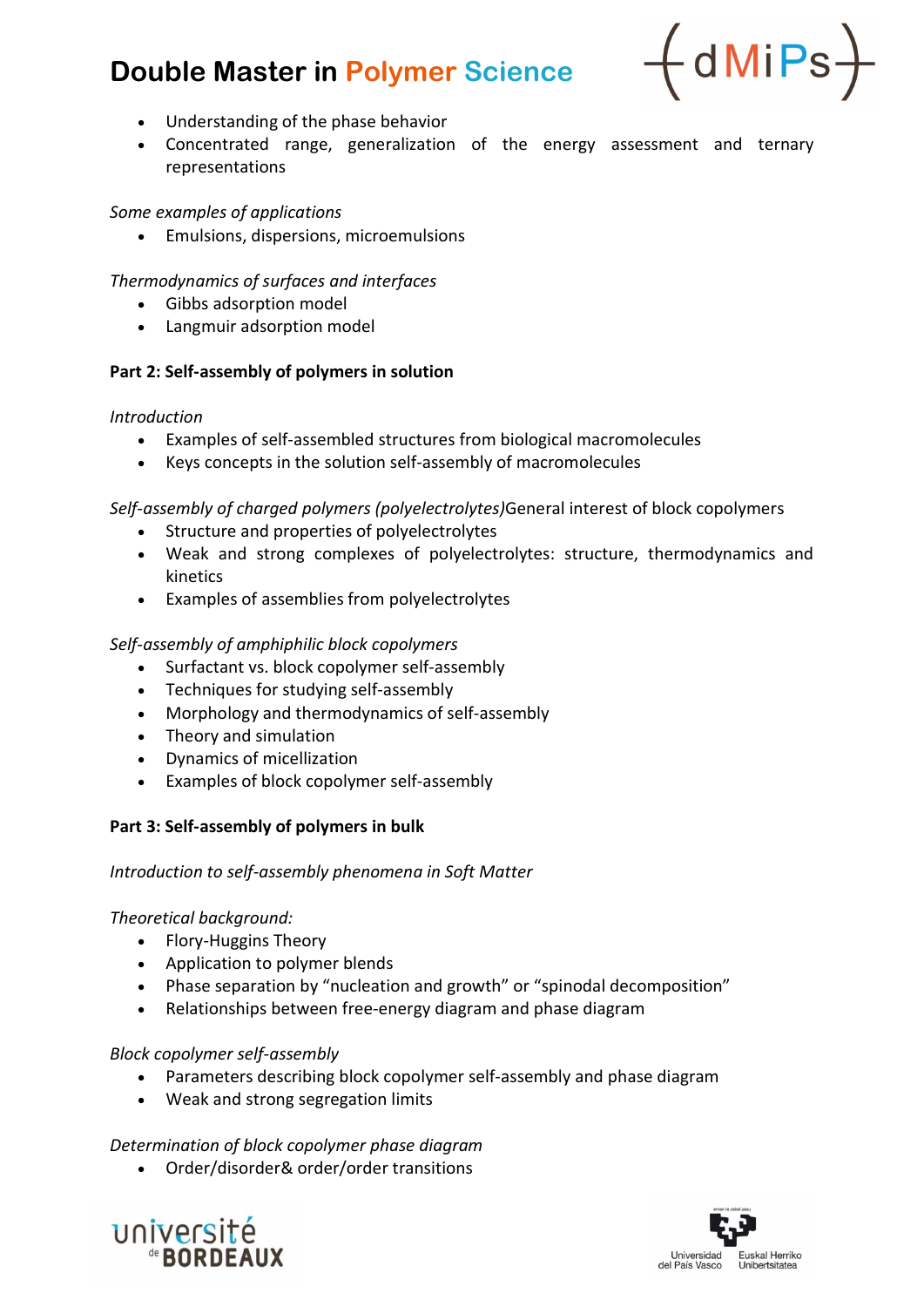- Understanding of the phase behavior
- Concentrated range, generalization of the energy assessment and ternary representations

*Some examples of applications*

- Emulsions, dispersions, microemulsions

*Thermodynamics of surfaces and interfaces*

- Gibbs adsorption model
- Langmuir adsorption model

**Part 2: Self-assembly of polymers in solution**

*Introduction*

- Examples of self-assembled structures from biological macromolecules
- Keys concepts in the solution self-assembly of macromolecules

*Self-assembly of charged polymers (polyelectrolytes)*General interest of block copolymers

- Structure and properties of polyelectrolytes
- Weak and strong complexes of polyelectrolytes: structure, thermodynamics and kinetics
- Examples of assemblies from polyelectrolytes

*Self-assembly of amphiphilic block copolymers*

- Surfactant vs. block copolymer self-assembly
- Techniques for studying self-assembly
- Morphology and thermodynamics of self-assembly
- Theory and simulation
- Dynamics of micellization
- Examples of block copolymer self-assembly

**Part 3: Self-assembly of polymers in bulk**

*Introduction to self-assembly phenomena in Soft Matter*

*Theoretical background:*

- Flory-Huggins Theory
- Application to polymer blends
- Phase separation by “nucleation and growth” or “spinodal decomposition”
- Relationships between free-energy diagram and phase diagram

*Block copolymer self-assembly*

- Parameters describing block copolymer self-assembly and phase diagram
- Weak and strong segregation limits

*Determination of block copolymer phase diagram*

- Order/disorder& order/order transitions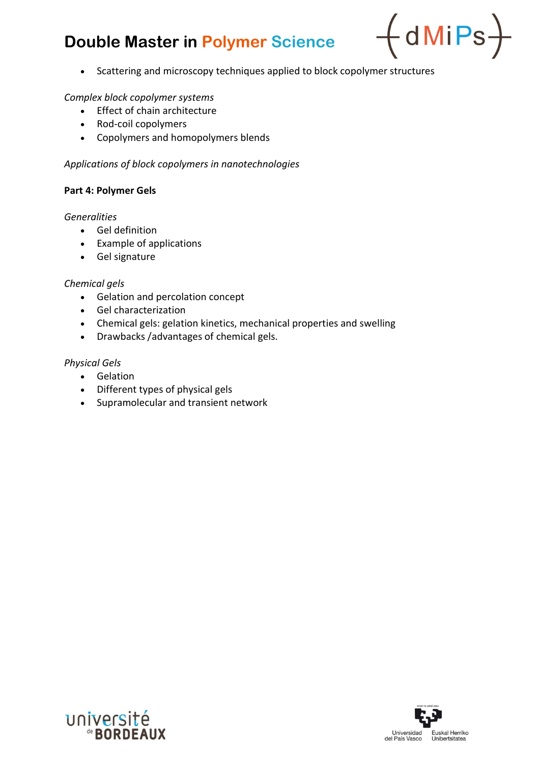- Scattering and microscopy techniques applied to block copolymer structures

*Complex block copolymer systems*

- Effect of chain architecture
- Rod-coil copolymers
- Copolymers and homopolymers blends

*Applications of block copolymers in nanotechnologies*

**Part 4: Polymer Gels**

*Generalities*

- Gel definition
- Example of applications
- Gel signature

*Chemical gels*

- Gelation and percolation concept
- Gel characterization
- Chemical gels: gelation kinetics, mechanical properties and swelling
- Drawbacks /advantages of chemical gels.

*Physical Gels*

- Gelation
- Different types of physical gels
- Supramolecular and transient network